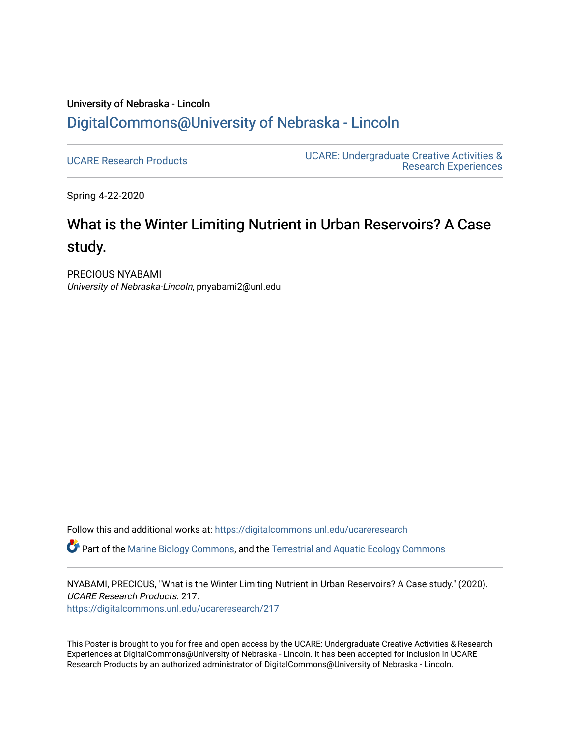University of Nebraska - Lincoln

## DigitalCommons@University of Nebraska - Lincoln

UCARE Research Products

UCARE: Undergraduate Creative Activities & Research Experiences

Spring 4-22-2020

# What is the Winter Limiting Nutrient in Urban Reservoirs? A Case study.

PRECIOUS NYABAMI
*University of Nebraska-Lincoln*, pnyabami2@unl.edu

Follow this and additional works at: https://digitalcommons.unl.edu/ucareresearch

Part of the Marine Biology Commons, and the Terrestrial and Aquatic Ecology Commons

NYABAMI, PRECIOUS, "What is the Winter Limiting Nutrient in Urban Reservoirs? A Case study." (2020). *UCARE Research Products*. 217.
https://digitalcommons.unl.edu/ucareresearch/217

This Poster is brought to you for free and open access by the UCARE: Undergraduate Creative Activities & Research Experiences at DigitalCommons@University of Nebraska - Lincoln. It has been accepted for inclusion in UCARE Research Products by an authorized administrator of DigitalCommons@University of Nebraska - Lincoln.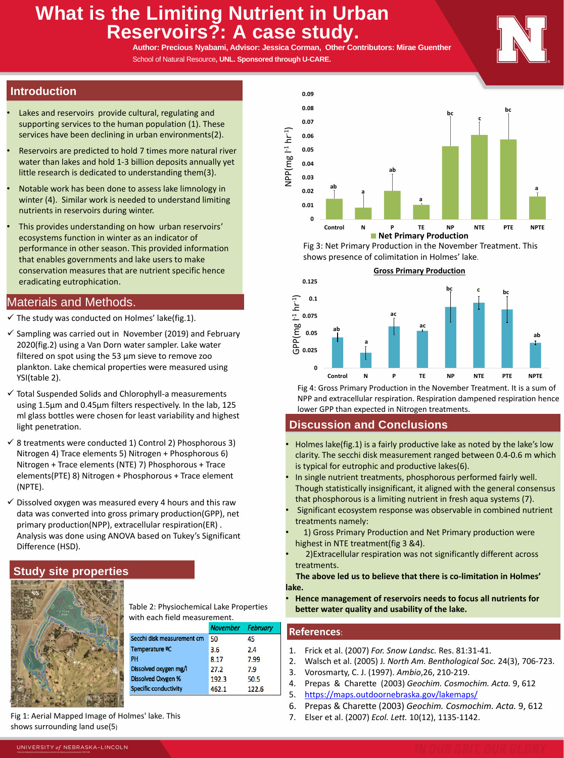# What is the Limiting Nutrient in Urban Reservoirs?: A case study.

**Author: Precious Nyabami, Advisor: Jessica Corman, Other Contributors: Mirae Guenther**

School of Natural Resource**, UNL. Sponsored through U-CARE.**

## Introduction

- Lakes and reservoirs provide cultural, regulating and supporting services to the human population (1). These services have been declining in urban environments(2).
- Reservoirs are predicted to hold 7 times more natural river water than lakes and hold 1-3 billion deposits annually yet little research is dedicated to understanding them(3).
- Notable work has been done to assess lake limnology in winter (4). Similar work is needed to understand limiting nutrients in reservoirs during winter.
- This provides understanding on how urban reservoirs' ecosystems function in winter as an indicator of performance in other season. This provided information that enables governments and lake users to make conservation measures that are nutrient specific hence eradicating eutrophication.

## Materials and Methods.

- ✓ The study was conducted on Holmes' lake(fig.1).
- ✓ Sampling was carried out in November (2019) and February 2020(fig.2) using a Van Dorn water sampler. Lake water filtered on spot using the 53 µm sieve to remove zoo plankton. Lake chemical properties were measured using YSI(table 2).
- ✓ Total Suspended Solids and Chlorophyll-a measurements using 1.5µm and 0.45µm filters respectively. In the lab, 125 ml glass bottles were chosen for least variability and highest light penetration.
- ✓ 8 treatments were conducted 1) Control 2) Phosphorous 3) Nitrogen 4) Trace elements 5) Nitrogen + Phosphorous 6) Nitrogen + Trace elements (NTE) 7) Phosphorous + Trace elements(PTE) 8) Nitrogen + Phosphorous + Trace element (NPTE).
- ✓ Dissolved oxygen was measured every 4 hours and this raw data was converted into gross primary production(GPP), net primary production(NPP), extracellular respiration(ER) . Analysis was done using ANOVA based on Tukey's Significant Difference (HSD).

## Study site properties

Fig 1: Aerial Mapped Image of Holmes' lake. This shows surrounding land use(5)

Table 2: Physiochemical Lake Properties with each field measurement.

| | November | February |
|---|---|---|
| Secchi disk measurement cm | 50 | 45 |
| Temperature ºC | 3.6 | 2.4 |
| PH | 8.17 | 7.99 |
| Dissolved oxygen mg/l | 27.2 | 7.9 |
| Dissolved Oxygen % | 192.3 | 50.5 |
| Specific conductivity | 462.1 | 122.6 |

NPP(mg l$^{-1}$ hr$^{-1}$)

0.09, 0.08, 0.07, 0.06, 0.05, 0.04, 0.03, 0.02, 0.01, 0

Control: ab; N: a; P: ab; TE: a; NP: bc; NTE: c; PTE: bc; NPTE: a

Net Primary Production

Fig 3: Net Primary Production in the November Treatment. This shows presence of colimitation in Holmes' lake.

**Gross Primary Production**

GPP(mg l$^{-1}$ hr$^{-1}$)

0.125, 0.1, 0.075, 0.05, 0.025, 0

Control: ab; N: a; P: ac; TE: ac; NP: bc; NTE: c; PTE: bc; NPTE: ab

Fig 4: Gross Primary Production in the November Treatment. It is a sum of NPP and extracellular respiration. Respiration dampened respiration hence lower GPP than expected in Nitrogen treatments.

## Discussion and Conclusions

- Holmes lake(fig.1) is a fairly productive lake as noted by the lake's low clarity. The secchi disk measurement ranged between 0.4-0.6 m which is typical for eutrophic and productive lakes(6).
- In single nutrient treatments, phosphorous performed fairly well. Though statistically insignificant, it aligned with the general consensus that phosphorous is a limiting nutrient in fresh aqua systems (7).
- Significant ecosystem response was observable in combined nutrient treatments namely:
- 1) Gross Primary Production and Net Primary production were highest in NTE treatment(fig 3 &4).
- 2)Extracellular respiration was not significantly different across treatments.

**The above led us to believe that there is co-limitation in Holmes' lake.**

- **Hence management of reservoirs needs to focus all nutrients for better water quality and usability of the lake.**

## References:

1. Frick et al. (2007) *For. Snow Landsc.* Res. 81:31-41.
2. Walsch et al. (2005) *J. North Am. Benthological Soc.* 24(3), 706-723.
3. Vorosmarty, C. J. (1997). *Ambio*,26, 210-219.
4. Prepas & Charette (2003) *Geochim. Cosmochim. Acta.* 9, 612
5. https://maps.outdoornebraska.gov/lakemaps/
6. Prepas & Charette (2003) *Geochim. Cosmochim. Acta.* 9, 612
7. Elser et al. (2007) *Ecol. Lett.* 10(12), 1135-1142.